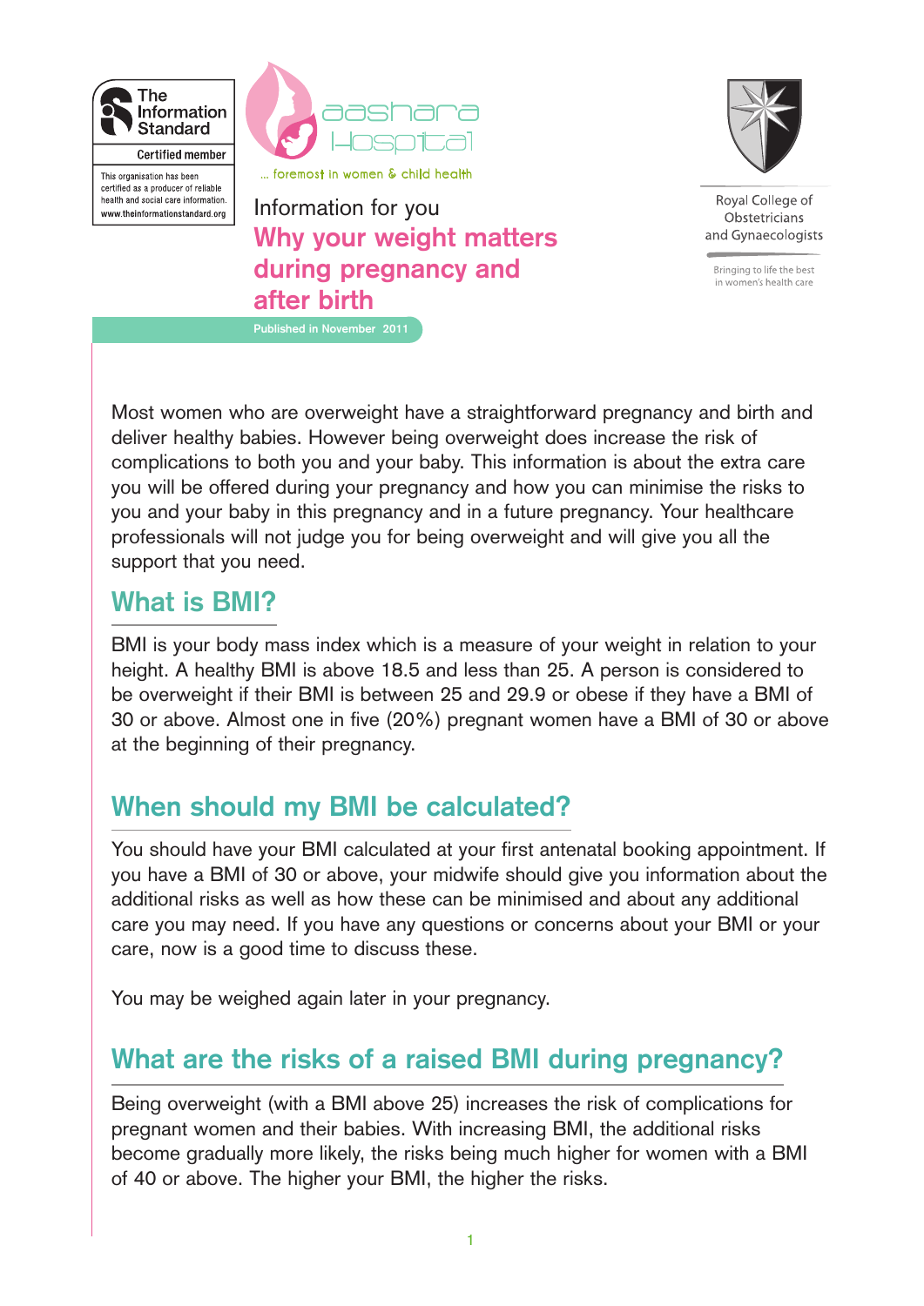The Information Standard

Certified member

This organisation has been certified as a producer of reliable health and social care information. www.theinformationstandard.org

aashara Hospital

... foremost in women & child health

Royal College of Obstetricians and Gynaecologists

Bringing to life the best in women's health care

Information for you

# Why your weight matters during pregnancy and after birth

Published in November 2011

Most women who are overweight have a straightforward pregnancy and birth and deliver healthy babies. However being overweight does increase the risk of complications to both you and your baby. This information is about the extra care you will be offered during your pregnancy and how you can minimise the risks to you and your baby in this pregnancy and in a future pregnancy. Your healthcare professionals will not judge you for being overweight and will give you all the support that you need.

## What is BMI?

BMI is your body mass index which is a measure of your weight in relation to your height. A healthy BMI is above 18.5 and less than 25. A person is considered to be overweight if their BMI is between 25 and 29.9 or obese if they have a BMI of 30 or above. Almost one in five (20%) pregnant women have a BMI of 30 or above at the beginning of their pregnancy.

## When should my BMI be calculated?

You should have your BMI calculated at your first antenatal booking appointment. If you have a BMI of 30 or above, your midwife should give you information about the additional risks as well as how these can be minimised and about any additional care you may need. If you have any questions or concerns about your BMI or your care, now is a good time to discuss these.

You may be weighed again later in your pregnancy.

## What are the risks of a raised BMI during pregnancy?

Being overweight (with a BMI above 25) increases the risk of complications for pregnant women and their babies. With increasing BMI, the additional risks become gradually more likely, the risks being much higher for women with a BMI of 40 or above. The higher your BMI, the higher the risks.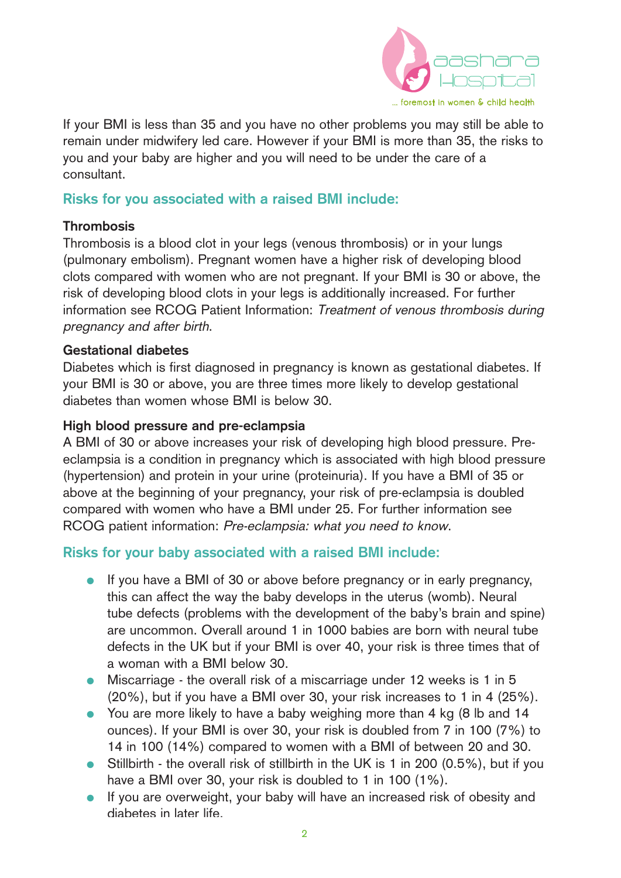If your BMI is less than 35 and you have no other problems you may still be able to remain under midwifery led care. However if your BMI is more than 35, the risks to you and your baby are higher and you will need to be under the care of a consultant.

## Risks for you associated with a raised BMI include:

### Thrombosis

Thrombosis is a blood clot in your legs (venous thrombosis) or in your lungs (pulmonary embolism). Pregnant women have a higher risk of developing blood clots compared with women who are not pregnant. If your BMI is 30 or above, the risk of developing blood clots in your legs is additionally increased. For further information see RCOG Patient Information: *Treatment of venous thrombosis during pregnancy and after birth*.

### Gestational diabetes

Diabetes which is first diagnosed in pregnancy is known as gestational diabetes. If your BMI is 30 or above, you are three times more likely to develop gestational diabetes than women whose BMI is below 30.

### High blood pressure and pre-eclampsia

A BMI of 30 or above increases your risk of developing high blood pressure. Pre-eclampsia is a condition in pregnancy which is associated with high blood pressure (hypertension) and protein in your urine (proteinuria). If you have a BMI of 35 or above at the beginning of your pregnancy, your risk of pre-eclampsia is doubled compared with women who have a BMI under 25. For further information see RCOG patient information: *Pre-eclampsia: what you need to know*.

## Risks for your baby associated with a raised BMI include:

- If you have a BMI of 30 or above before pregnancy or in early pregnancy, this can affect the way the baby develops in the uterus (womb). Neural tube defects (problems with the development of the baby's brain and spine) are uncommon. Overall around 1 in 1000 babies are born with neural tube defects in the UK but if your BMI is over 40, your risk is three times that of a woman with a BMI below 30.
- Miscarriage - the overall risk of a miscarriage under 12 weeks is 1 in 5 (20%), but if you have a BMI over 30, your risk increases to 1 in 4 (25%).
- You are more likely to have a baby weighing more than 4 kg (8 lb and 14 ounces). If your BMI is over 30, your risk is doubled from 7 in 100 (7%) to 14 in 100 (14%) compared to women with a BMI of between 20 and 30.
- Stillbirth - the overall risk of stillbirth in the UK is 1 in 200 (0.5%), but if you have a BMI over 30, your risk is doubled to 1 in 100 (1%).
- If you are overweight, your baby will have an increased risk of obesity and diabetes in later life.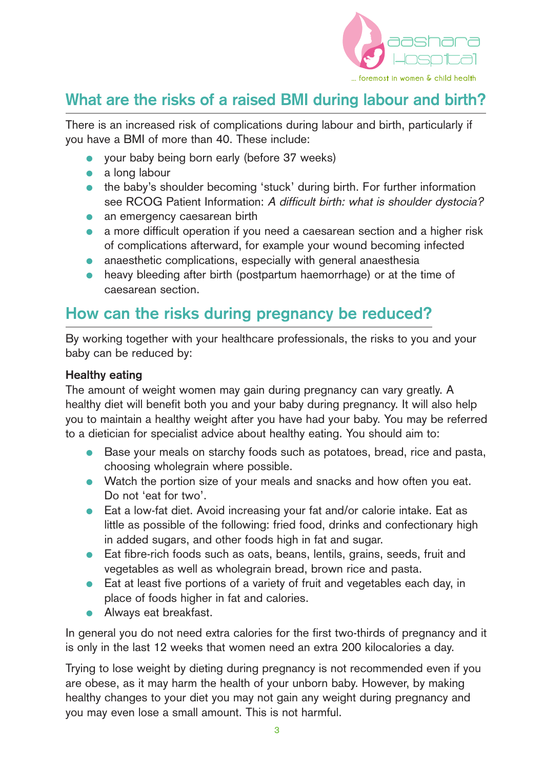## What are the risks of a raised BMI during labour and birth?

There is an increased risk of complications during labour and birth, particularly if you have a BMI of more than 40. These include:

- your baby being born early (before 37 weeks)
- a long labour
- the baby's shoulder becoming 'stuck' during birth. For further information see RCOG Patient Information: *A difficult birth: what is shoulder dystocia?*
- an emergency caesarean birth
- a more difficult operation if you need a caesarean section and a higher risk of complications afterward, for example your wound becoming infected
- anaesthetic complications, especially with general anaesthesia
- heavy bleeding after birth (postpartum haemorrhage) or at the time of caesarean section.

## How can the risks during pregnancy be reduced?

By working together with your healthcare professionals, the risks to you and your baby can be reduced by:

**Healthy eating**

The amount of weight women may gain during pregnancy can vary greatly. A healthy diet will benefit both you and your baby during pregnancy. It will also help you to maintain a healthy weight after you have had your baby. You may be referred to a dietician for specialist advice about healthy eating. You should aim to:

- Base your meals on starchy foods such as potatoes, bread, rice and pasta, choosing wholegrain where possible.
- Watch the portion size of your meals and snacks and how often you eat. Do not 'eat for two'.
- Eat a low-fat diet. Avoid increasing your fat and/or calorie intake. Eat as little as possible of the following: fried food, drinks and confectionary high in added sugars, and other foods high in fat and sugar.
- Eat fibre-rich foods such as oats, beans, lentils, grains, seeds, fruit and vegetables as well as wholegrain bread, brown rice and pasta.
- Eat at least five portions of a variety of fruit and vegetables each day, in place of foods higher in fat and calories.
- Always eat breakfast.

In general you do not need extra calories for the first two-thirds of pregnancy and it is only in the last 12 weeks that women need an extra 200 kilocalories a day.

Trying to lose weight by dieting during pregnancy is not recommended even if you are obese, as it may harm the health of your unborn baby. However, by making healthy changes to your diet you may not gain any weight during pregnancy and you may even lose a small amount. This is not harmful.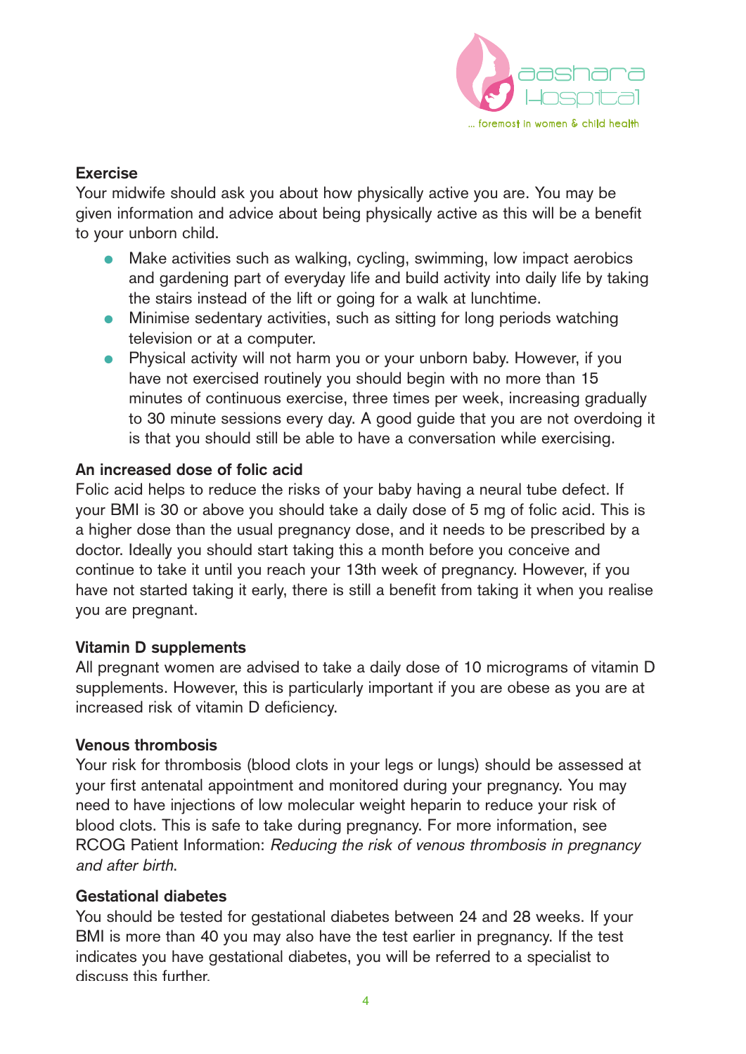### Exercise

Your midwife should ask you about how physically active you are. You may be given information and advice about being physically active as this will be a benefit to your unborn child.

- Make activities such as walking, cycling, swimming, low impact aerobics and gardening part of everyday life and build activity into daily life by taking the stairs instead of the lift or going for a walk at lunchtime.
- Minimise sedentary activities, such as sitting for long periods watching television or at a computer.
- Physical activity will not harm you or your unborn baby. However, if you have not exercised routinely you should begin with no more than 15 minutes of continuous exercise, three times per week, increasing gradually to 30 minute sessions every day. A good guide that you are not overdoing it is that you should still be able to have a conversation while exercising.

### An increased dose of folic acid

Folic acid helps to reduce the risks of your baby having a neural tube defect. If your BMI is 30 or above you should take a daily dose of 5 mg of folic acid. This is a higher dose than the usual pregnancy dose, and it needs to be prescribed by a doctor. Ideally you should start taking this a month before you conceive and continue to take it until you reach your 13th week of pregnancy. However, if you have not started taking it early, there is still a benefit from taking it when you realise you are pregnant.

### Vitamin D supplements

All pregnant women are advised to take a daily dose of 10 micrograms of vitamin D supplements. However, this is particularly important if you are obese as you are at increased risk of vitamin D deficiency.

### Venous thrombosis

Your risk for thrombosis (blood clots in your legs or lungs) should be assessed at your first antenatal appointment and monitored during your pregnancy. You may need to have injections of low molecular weight heparin to reduce your risk of blood clots. This is safe to take during pregnancy. For more information, see RCOG Patient Information: *Reducing the risk of venous thrombosis in pregnancy and after birth*.

### Gestational diabetes

You should be tested for gestational diabetes between 24 and 28 weeks. If your BMI is more than 40 you may also have the test earlier in pregnancy. If the test indicates you have gestational diabetes, you will be referred to a specialist to discuss this further.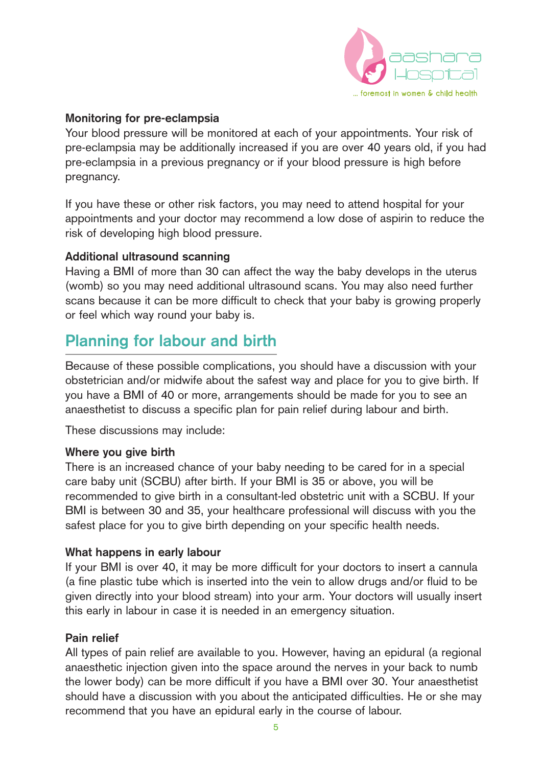### Monitoring for pre-eclampsia

Your blood pressure will be monitored at each of your appointments. Your risk of pre-eclampsia may be additionally increased if you are over 40 years old, if you had pre-eclampsia in a previous pregnancy or if your blood pressure is high before pregnancy.

If you have these or other risk factors, you may need to attend hospital for your appointments and your doctor may recommend a low dose of aspirin to reduce the risk of developing high blood pressure.

### Additional ultrasound scanning

Having a BMI of more than 30 can affect the way the baby develops in the uterus (womb) so you may need additional ultrasound scans. You may also need further scans because it can be more difficult to check that your baby is growing properly or feel which way round your baby is.

## Planning for labour and birth

Because of these possible complications, you should have a discussion with your obstetrician and/or midwife about the safest way and place for you to give birth. If you have a BMI of 40 or more, arrangements should be made for you to see an anaesthetist to discuss a specific plan for pain relief during labour and birth.

These discussions may include:

### Where you give birth

There is an increased chance of your baby needing to be cared for in a special care baby unit (SCBU) after birth. If your BMI is 35 or above, you will be recommended to give birth in a consultant-led obstetric unit with a SCBU. If your BMI is between 30 and 35, your healthcare professional will discuss with you the safest place for you to give birth depending on your specific health needs.

### What happens in early labour

If your BMI is over 40, it may be more difficult for your doctors to insert a cannula (a fine plastic tube which is inserted into the vein to allow drugs and/or fluid to be given directly into your blood stream) into your arm. Your doctors will usually insert this early in labour in case it is needed in an emergency situation.

### Pain relief

All types of pain relief are available to you. However, having an epidural (a regional anaesthetic injection given into the space around the nerves in your back to numb the lower body) can be more difficult if you have a BMI over 30. Your anaesthetist should have a discussion with you about the anticipated difficulties. He or she may recommend that you have an epidural early in the course of labour.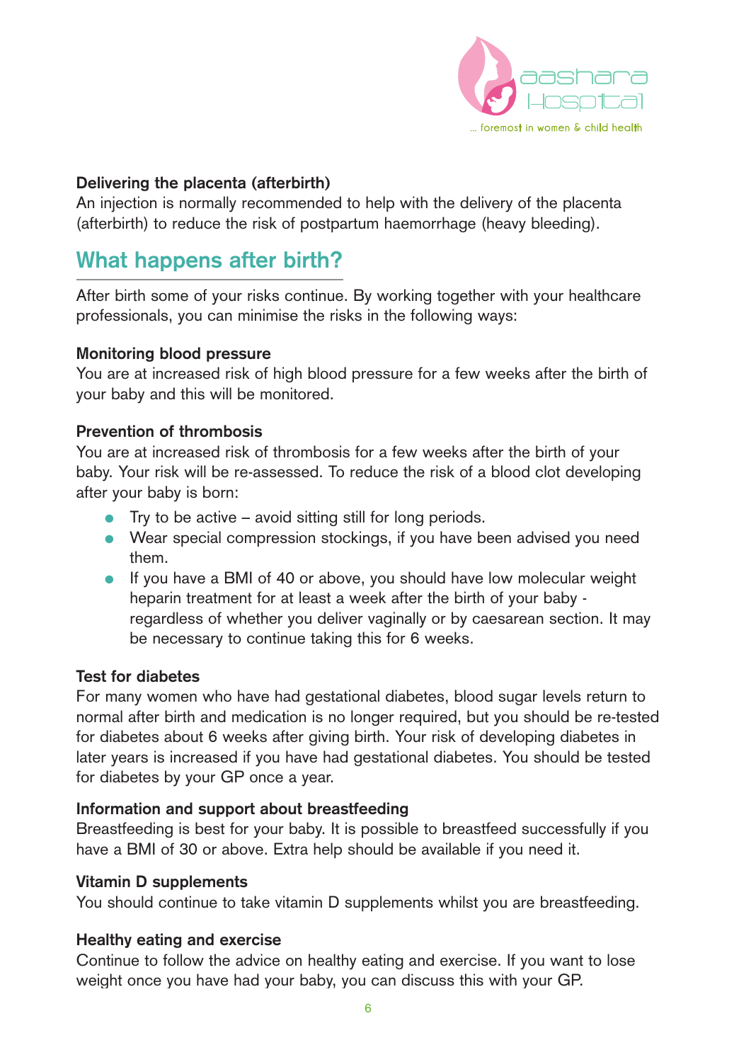### Delivering the placenta (afterbirth)

An injection is normally recommended to help with the delivery of the placenta (afterbirth) to reduce the risk of postpartum haemorrhage (heavy bleeding).

## What happens after birth?

After birth some of your risks continue. By working together with your healthcare professionals, you can minimise the risks in the following ways:

### Monitoring blood pressure

You are at increased risk of high blood pressure for a few weeks after the birth of your baby and this will be monitored.

### Prevention of thrombosis

You are at increased risk of thrombosis for a few weeks after the birth of your baby. Your risk will be re-assessed. To reduce the risk of a blood clot developing after your baby is born:

- Try to be active – avoid sitting still for long periods.
- Wear special compression stockings, if you have been advised you need them.
- If you have a BMI of 40 or above, you should have low molecular weight heparin treatment for at least a week after the birth of your baby - regardless of whether you deliver vaginally or by caesarean section. It may be necessary to continue taking this for 6 weeks.

### Test for diabetes

For many women who have had gestational diabetes, blood sugar levels return to normal after birth and medication is no longer required, but you should be re-tested for diabetes about 6 weeks after giving birth. Your risk of developing diabetes in later years is increased if you have had gestational diabetes. You should be tested for diabetes by your GP once a year.

### Information and support about breastfeeding

Breastfeeding is best for your baby. It is possible to breastfeed successfully if you have a BMI of 30 or above. Extra help should be available if you need it.

### Vitamin D supplements

You should continue to take vitamin D supplements whilst you are breastfeeding.

### Healthy eating and exercise

Continue to follow the advice on healthy eating and exercise. If you want to lose weight once you have had your baby, you can discuss this with your GP.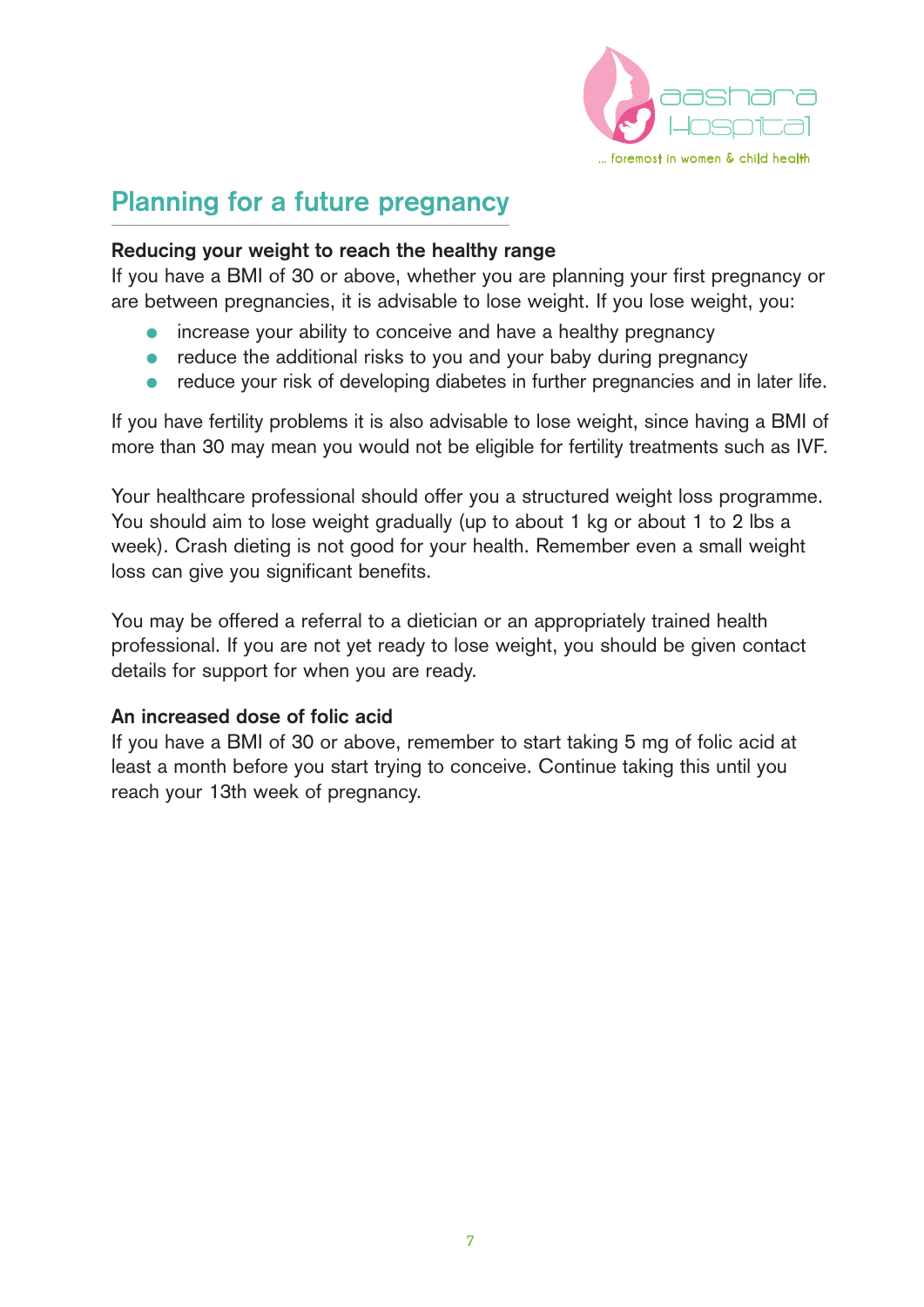## Planning for a future pregnancy

**Reducing your weight to reach the healthy range**

If you have a BMI of 30 or above, whether you are planning your first pregnancy or are between pregnancies, it is advisable to lose weight. If you lose weight, you:

- increase your ability to conceive and have a healthy pregnancy
- reduce the additional risks to you and your baby during pregnancy
- reduce your risk of developing diabetes in further pregnancies and in later life.

If you have fertility problems it is also advisable to lose weight, since having a BMI of more than 30 may mean you would not be eligible for fertility treatments such as IVF.

Your healthcare professional should offer you a structured weight loss programme. You should aim to lose weight gradually (up to about 1 kg or about 1 to 2 lbs a week). Crash dieting is not good for your health. Remember even a small weight loss can give you significant benefits.

You may be offered a referral to a dietician or an appropriately trained health professional. If you are not yet ready to lose weight, you should be given contact details for support for when you are ready.

**An increased dose of folic acid**

If you have a BMI of 30 or above, remember to start taking 5 mg of folic acid at least a month before you start trying to conceive. Continue taking this until you reach your 13th week of pregnancy.